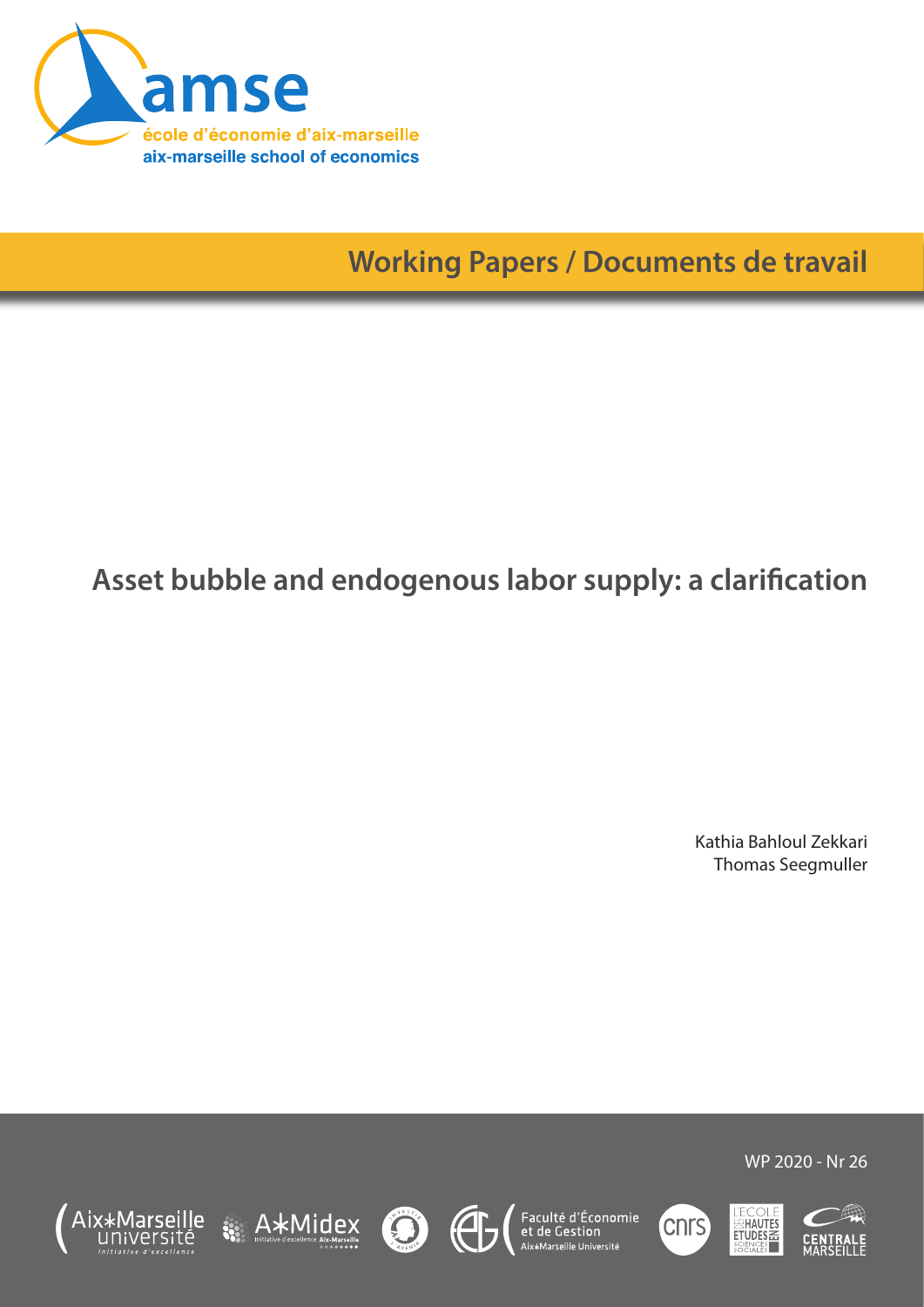amse

école d'économie d'aix-marseille
aix-marseille school of economics

**Working Papers / Documents de travail**

# Asset bubble and endogenous labor supply: a clarification

Kathia Bahloul Zekkari
Thomas Seegmuller

WP 2020 - Nr 26

Aix*Marseille université — Initiative d'excellence

A*Midex — Initiative d'excellence Aix-Marseille

Faculté d'Économie et de Gestion — Aix*Marseille Université

cnrs

L'École des Hautes Études en Sciences Sociales

Centrale Marseille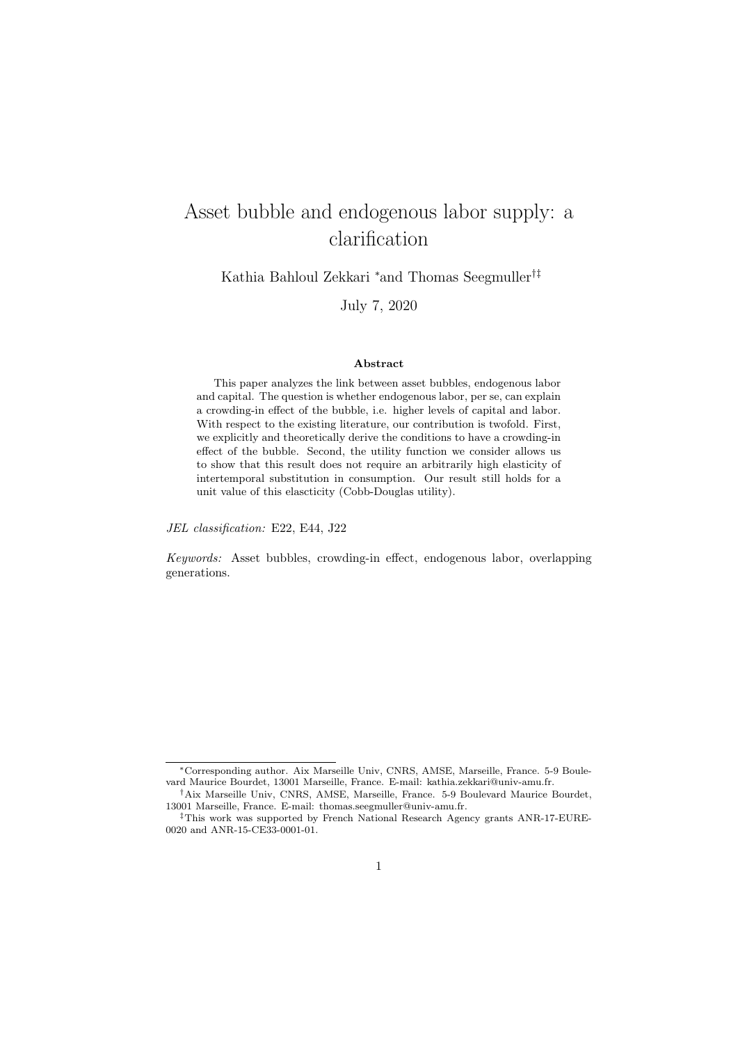# Asset bubble and endogenous labor supply: a clarification

Kathia Bahloul Zekkari *and Thomas Seegmuller[†‡]

July 7, 2020

### Abstract

This paper analyzes the link between asset bubbles, endogenous labor and capital. The question is whether endogenous labor, per se, can explain a crowding-in effect of the bubble, i.e. higher levels of capital and labor. With respect to the existing literature, our contribution is twofold. First, we explicitly and theoretically derive the conditions to have a crowding-in effect of the bubble. Second, the utility function we consider allows us to show that this result does not require an arbitrarily high elasticity of intertemporal substitution in consumption. Our result still holds for a unit value of this elascticity (Cobb-Douglas utility).

*JEL classification:* E22, E44, J22

*Keywords:* Asset bubbles, crowding-in effect, endogenous labor, overlapping generations.

---

*Corresponding author. Aix Marseille Univ, CNRS, AMSE, Marseille, France. 5-9 Boulevard Maurice Bourdet, 13001 Marseille, France. E-mail: kathia.zekkari@univ-amu.fr.

†Aix Marseille Univ, CNRS, AMSE, Marseille, France. 5-9 Boulevard Maurice Bourdet, 13001 Marseille, France. E-mail: thomas.seegmuller@univ-amu.fr.

‡This work was supported by French National Research Agency grants ANR-17-EURE-0020 and ANR-15-CE33-0001-01.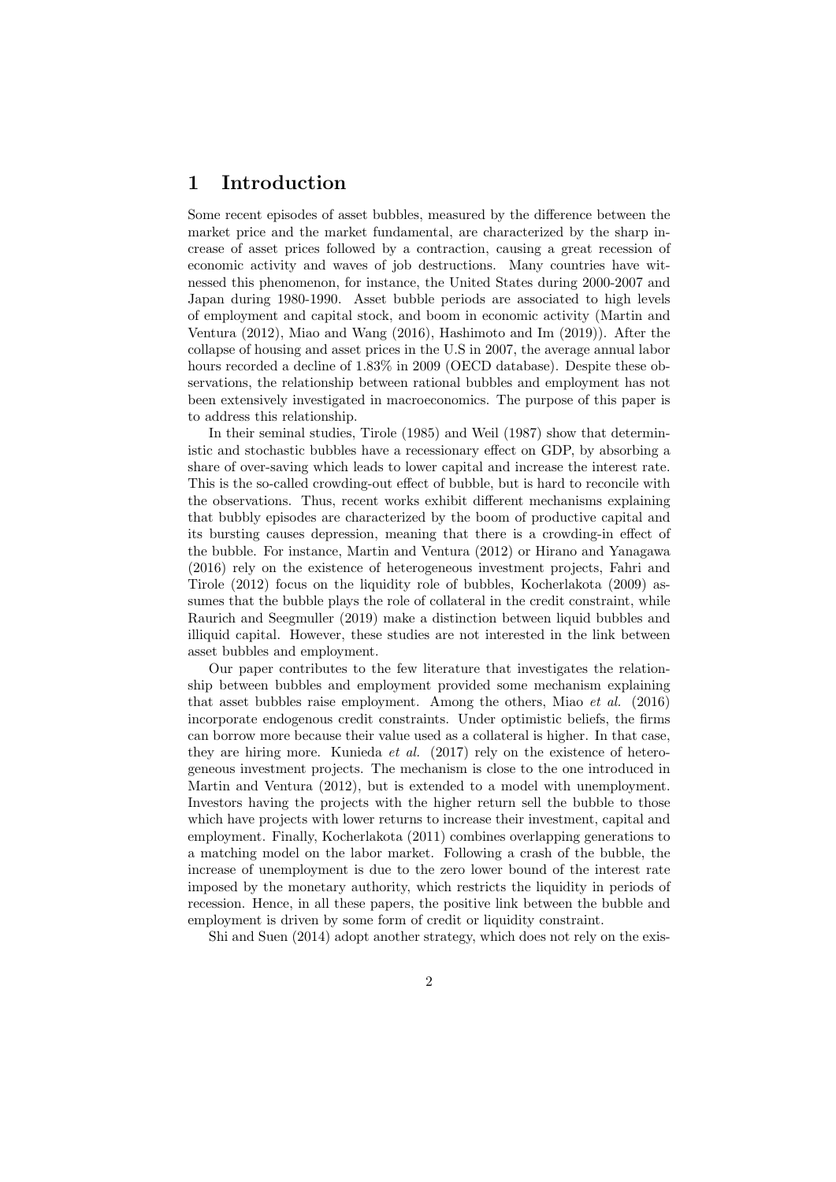# 1 Introduction

Some recent episodes of asset bubbles, measured by the difference between the market price and the market fundamental, are characterized by the sharp increase of asset prices followed by a contraction, causing a great recession of economic activity and waves of job destructions. Many countries have witnessed this phenomenon, for instance, the United States during 2000-2007 and Japan during 1980-1990. Asset bubble periods are associated to high levels of employment and capital stock, and boom in economic activity (Martin and Ventura (2012), Miao and Wang (2016), Hashimoto and Im (2019)). After the collapse of housing and asset prices in the U.S in 2007, the average annual labor hours recorded a decline of 1.83% in 2009 (OECD database). Despite these observations, the relationship between rational bubbles and employment has not been extensively investigated in macroeconomics. The purpose of this paper is to address this relationship.

In their seminal studies, Tirole (1985) and Weil (1987) show that deterministic and stochastic bubbles have a recessionary effect on GDP, by absorbing a share of over-saving which leads to lower capital and increase the interest rate. This is the so-called crowding-out effect of bubble, but is hard to reconcile with the observations. Thus, recent works exhibit different mechanisms explaining that bubbly episodes are characterized by the boom of productive capital and its bursting causes depression, meaning that there is a crowding-in effect of the bubble. For instance, Martin and Ventura (2012) or Hirano and Yanagawa (2016) rely on the existence of heterogeneous investment projects, Fahri and Tirole (2012) focus on the liquidity role of bubbles, Kocherlakota (2009) assumes that the bubble plays the role of collateral in the credit constraint, while Raurich and Seegmuller (2019) make a distinction between liquid bubbles and illiquid capital. However, these studies are not interested in the link between asset bubbles and employment.

Our paper contributes to the few literature that investigates the relationship between bubbles and employment provided some mechanism explaining that asset bubbles raise employment. Among the others, Miao *et al.* (2016) incorporate endogenous credit constraints. Under optimistic beliefs, the firms can borrow more because their value used as a collateral is higher. In that case, they are hiring more. Kunieda *et al.* (2017) rely on the existence of heterogeneous investment projects. The mechanism is close to the one introduced in Martin and Ventura (2012), but is extended to a model with unemployment. Investors having the projects with the higher return sell the bubble to those which have projects with lower returns to increase their investment, capital and employment. Finally, Kocherlakota (2011) combines overlapping generations to a matching model on the labor market. Following a crash of the bubble, the increase of unemployment is due to the zero lower bound of the interest rate imposed by the monetary authority, which restricts the liquidity in periods of recession. Hence, in all these papers, the positive link between the bubble and employment is driven by some form of credit or liquidity constraint.

Shi and Suen (2014) adopt another strategy, which does not rely on the exis-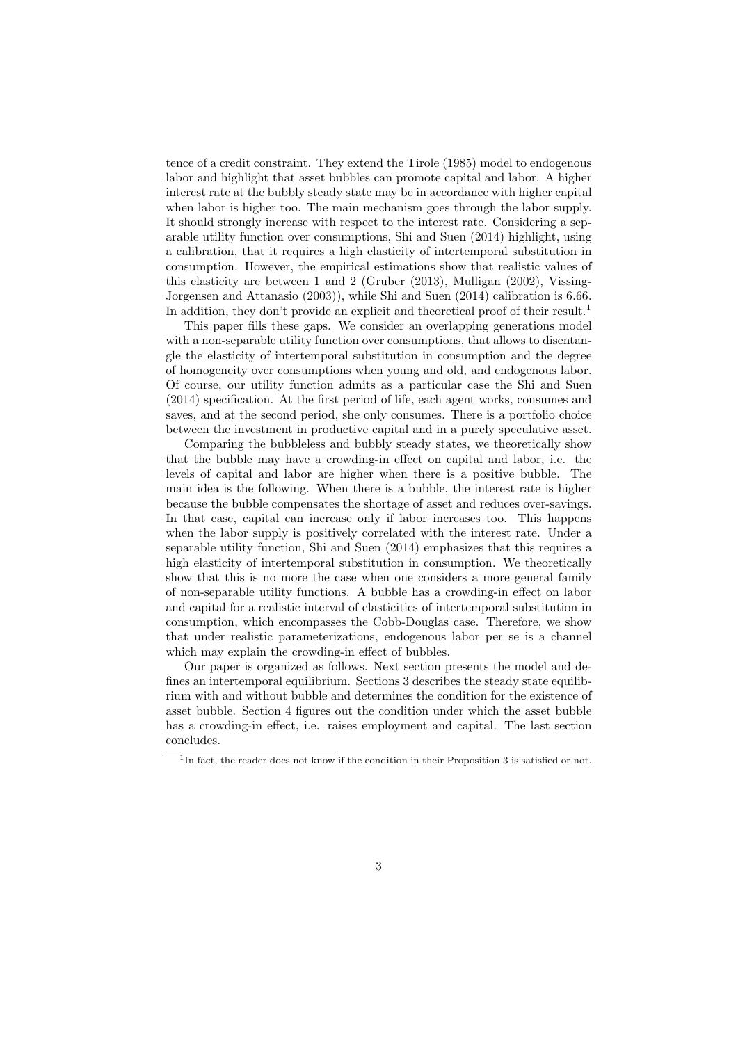tence of a credit constraint. They extend the Tirole (1985) model to endogenous labor and highlight that asset bubbles can promote capital and labor. A higher interest rate at the bubbly steady state may be in accordance with higher capital when labor is higher too. The main mechanism goes through the labor supply. It should strongly increase with respect to the interest rate. Considering a separable utility function over consumptions, Shi and Suen (2014) highlight, using a calibration, that it requires a high elasticity of intertemporal substitution in consumption. However, the empirical estimations show that realistic values of this elasticity are between 1 and 2 (Gruber (2013), Mulligan (2002), Vissing-Jorgensen and Attanasio (2003)), while Shi and Suen (2014) calibration is 6.66. In addition, they don't provide an explicit and theoretical proof of their result.[1]

This paper fills these gaps. We consider an overlapping generations model with a non-separable utility function over consumptions, that allows to disentangle the elasticity of intertemporal substitution in consumption and the degree of homogeneity over consumptions when young and old, and endogenous labor. Of course, our utility function admits as a particular case the Shi and Suen (2014) specification. At the first period of life, each agent works, consumes and saves, and at the second period, she only consumes. There is a portfolio choice between the investment in productive capital and in a purely speculative asset.

Comparing the bubbleless and bubbly steady states, we theoretically show that the bubble may have a crowding-in effect on capital and labor, i.e. the levels of capital and labor are higher when there is a positive bubble. The main idea is the following. When there is a bubble, the interest rate is higher because the bubble compensates the shortage of asset and reduces over-savings. In that case, capital can increase only if labor increases too. This happens when the labor supply is positively correlated with the interest rate. Under a separable utility function, Shi and Suen (2014) emphasizes that this requires a high elasticity of intertemporal substitution in consumption. We theoretically show that this is no more the case when one considers a more general family of non-separable utility functions. A bubble has a crowding-in effect on labor and capital for a realistic interval of elasticities of intertemporal substitution in consumption, which encompasses the Cobb-Douglas case. Therefore, we show that under realistic parameterizations, endogenous labor per se is a channel which may explain the crowding-in effect of bubbles.

Our paper is organized as follows. Next section presents the model and defines an intertemporal equilibrium. Sections 3 describes the steady state equilibrium with and without bubble and determines the condition for the existence of asset bubble. Section 4 figures out the condition under which the asset bubble has a crowding-in effect, i.e. raises employment and capital. The last section concludes.

[1] In fact, the reader does not know if the condition in their Proposition 3 is satisfied or not.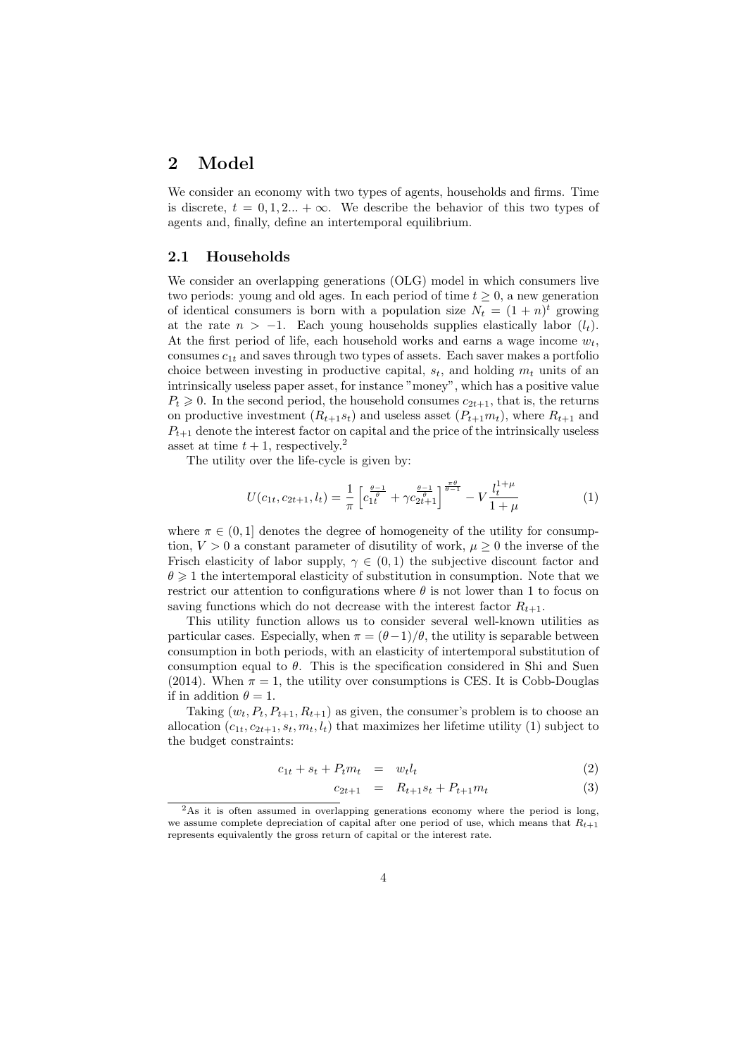# 2 Model

We consider an economy with two types of agents, households and firms. Time is discrete, $t = 0, 1, 2... + \infty$. We describe the behavior of this two types of agents and, finally, define an intertemporal equilibrium.

## 2.1 Households

We consider an overlapping generations (OLG) model in which consumers live two periods: young and old ages. In each period of time $t \geq 0$, a new generation of identical consumers is born with a population size $N_t = (1+n)^t$ growing at the rate $n > -1$. Each young households supplies elastically labor ($l_t$). At the first period of life, each household works and earns a wage income $w_t$, consumes $c_{1t}$ and saves through two types of assets. Each saver makes a portfolio choice between investing in productive capital, $s_t$, and holding $m_t$ units of an intrinsically useless paper asset, for instance "money", which has a positive value $P_t \geqslant 0$. In the second period, the household consumes $c_{2t+1}$, that is, the returns on productive investment ($R_{t+1}s_t$) and useless asset ($P_{t+1}m_t$), where $R_{t+1}$ and $P_{t+1}$ denote the interest factor on capital and the price of the intrinsically useless asset at time $t+1$, respectively.[2]

The utility over the life-cycle is given by:

$$U(c_{1t}, c_{2t+1}, l_t) = \frac{1}{\pi}\left[c_{1t}^{\frac{\theta-1}{\theta}} + \gamma c_{2t+1}^{\frac{\theta-1}{\theta}}\right]^{\frac{\pi\theta}{\theta-1}} - V\frac{l_t^{1+\mu}}{1+\mu} \tag{1}$$

where $\pi \in (0, 1]$ denotes the degree of homogeneity of the utility for consumption, $V > 0$ a constant parameter of disutility of work, $\mu \geq 0$ the inverse of the Frisch elasticity of labor supply, $\gamma \in (0, 1)$ the subjective discount factor and $\theta \geqslant 1$ the intertemporal elasticity of substitution in consumption. Note that we restrict our attention to configurations where $\theta$ is not lower than 1 to focus on saving functions which do not decrease with the interest factor $R_{t+1}$.

This utility function allows us to consider several well-known utilities as particular cases. Especially, when $\pi = (\theta-1)/\theta$, the utility is separable between consumption in both periods, with an elasticity of intertemporal substitution of consumption equal to $\theta$. This is the specification considered in Shi and Suen (2014). When $\pi = 1$, the utility over consumptions is CES. It is Cobb-Douglas if in addition $\theta = 1$.

Taking $(w_t, P_t, P_{t+1}, R_{t+1})$ as given, the consumer's problem is to choose an allocation $(c_{1t}, c_{2t+1}, s_t, m_t, l_t)$ that maximizes her lifetime utility (1) subject to the budget constraints:

$$c_{1t} + s_t + P_t m_t = w_t l_t \tag{2}$$

$$c_{2t+1} = R_{t+1}s_t + P_{t+1}m_t \tag{3}$$

[2] As it is often assumed in overlapping generations economy where the period is long, we assume complete depreciation of capital after one period of use, which means that $R_{t+1}$ represents equivalently the gross return of capital or the interest rate.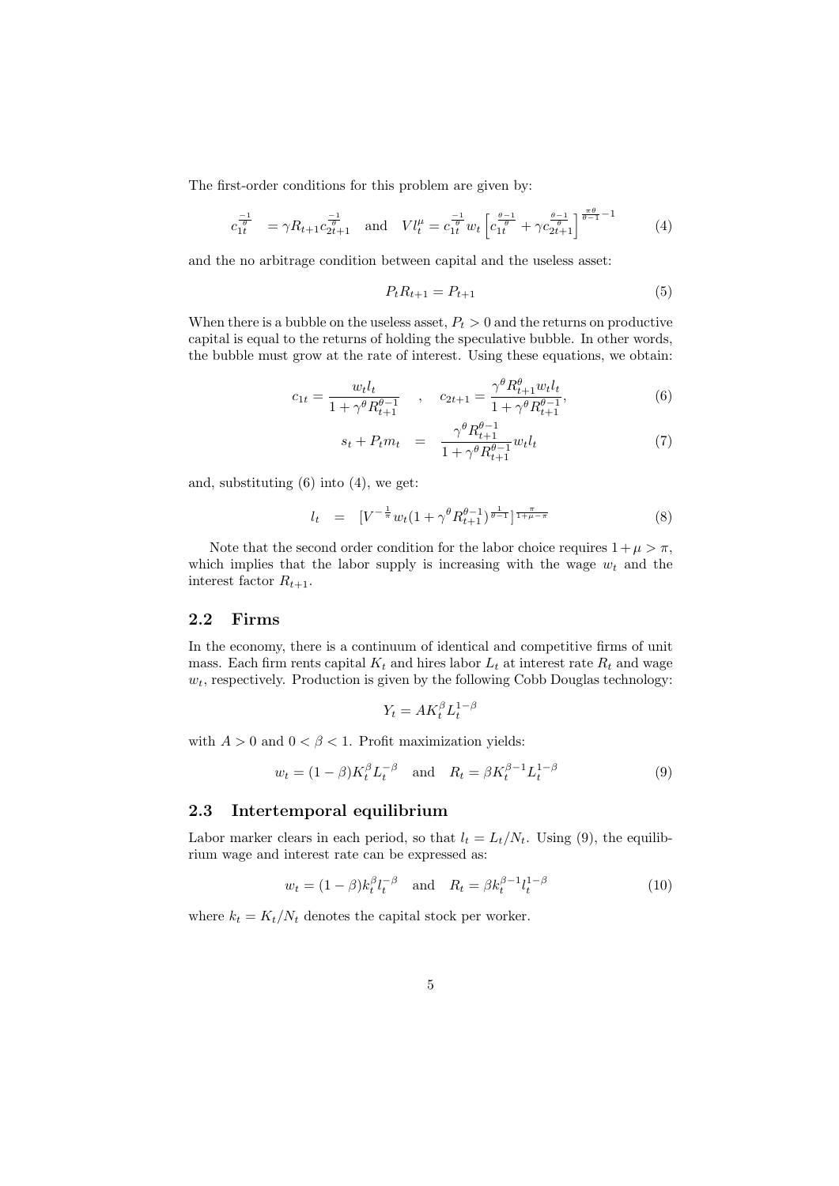The first-order conditions for this problem are given by:

$$c_{1t}^{\frac{-1}{\theta}} = \gamma R_{t+1} c_{2t+1}^{\frac{-1}{\theta}} \quad \text{and} \quad V l_t^{\mu} = c_{1t}^{\frac{-1}{\theta}} w_t \left[ c_{1t}^{\frac{\theta-1}{\theta}} + \gamma c_{2t+1}^{\frac{\theta-1}{\theta}} \right]^{\frac{\pi\theta}{\theta-1}-1} \tag{4}$$

and the no arbitrage condition between capital and the useless asset:

$$P_t R_{t+1} = P_{t+1} \tag{5}$$

When there is a bubble on the useless asset, $P_t > 0$ and the returns on productive capital is equal to the returns of holding the speculative bubble. In other words, the bubble must grow at the rate of interest. Using these equations, we obtain:

$$c_{1t} = \frac{w_t l_t}{1 + \gamma^{\theta} R_{t+1}^{\theta-1}} \quad , \quad c_{2t+1} = \frac{\gamma^{\theta} R_{t+1}^{\theta} w_t l_t}{1 + \gamma^{\theta} R_{t+1}^{\theta-1}}, \tag{6}$$

$$s_t + P_t m_t = \frac{\gamma^{\theta} R_{t+1}^{\theta-1}}{1 + \gamma^{\theta} R_{t+1}^{\theta-1}} w_t l_t \tag{7}$$

and, substituting (6) into (4), we get:

$$l_t = [V^{-\frac{1}{\pi}} w_t (1 + \gamma^{\theta} R_{t+1}^{\theta-1})^{\frac{1}{\theta-1}}]^{\frac{\pi}{1+\mu-\pi}} \tag{8}$$

Note that the second order condition for the labor choice requires $1 + \mu > \pi$, which implies that the labor supply is increasing with the wage $w_t$ and the interest factor $R_{t+1}$.

## 2.2 Firms

In the economy, there is a continuum of identical and competitive firms of unit mass. Each firm rents capital $K_t$ and hires labor $L_t$ at interest rate $R_t$ and wage $w_t$, respectively. Production is given by the following Cobb Douglas technology:

$$Y_t = A K_t^{\beta} L_t^{1-\beta}$$

with $A > 0$ and $0 < \beta < 1$. Profit maximization yields:

$$w_t = (1-\beta) K_t^{\beta} L_t^{-\beta} \quad \text{and} \quad R_t = \beta K_t^{\beta-1} L_t^{1-\beta} \tag{9}$$

## 2.3 Intertemporal equilibrium

Labor marker clears in each period, so that $l_t = L_t/N_t$. Using (9), the equilibrium wage and interest rate can be expressed as:

$$w_t = (1-\beta) k_t^{\beta} l_t^{-\beta} \quad \text{and} \quad R_t = \beta k_t^{\beta-1} l_t^{1-\beta} \tag{10}$$

where $k_t = K_t/N_t$ denotes the capital stock per worker.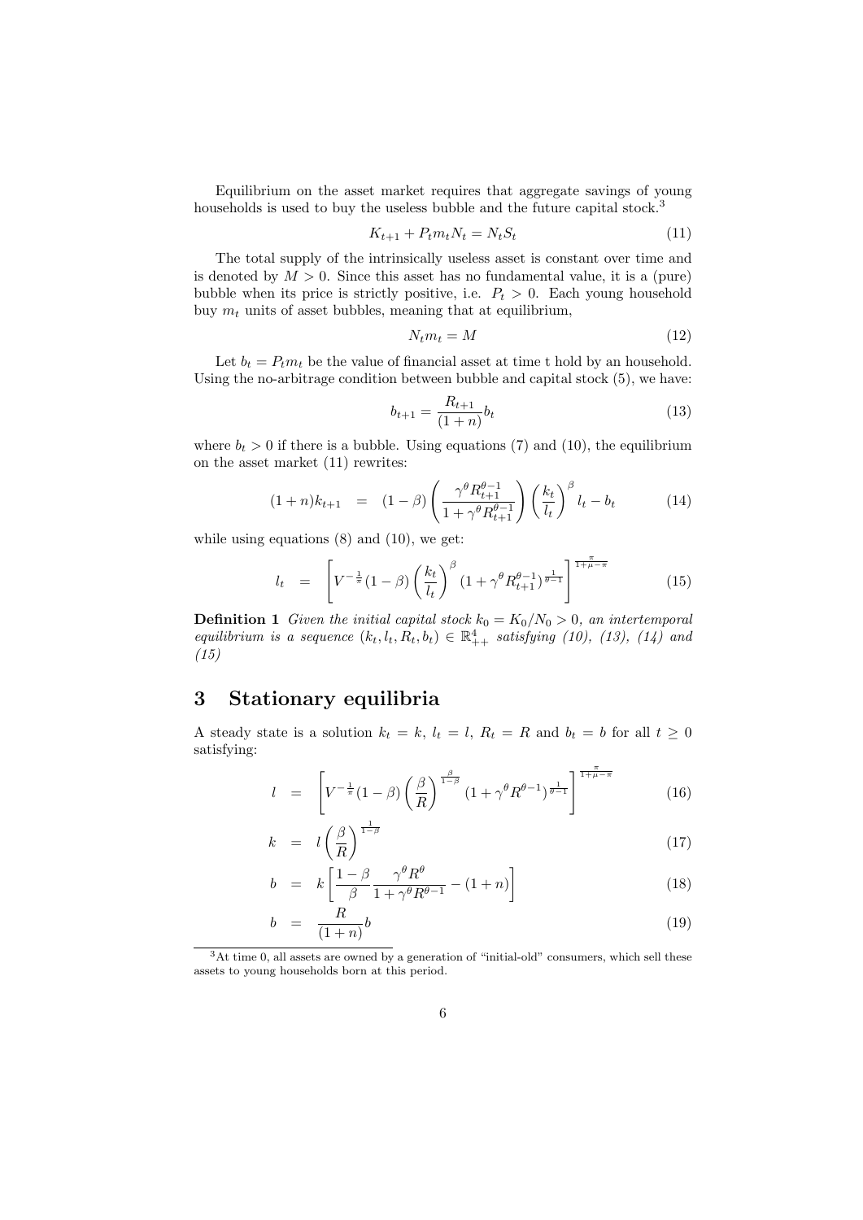Equilibrium on the asset market requires that aggregate savings of young households is used to buy the useless bubble and the future capital stock.[3]

$$K_{t+1} + P_t m_t N_t = N_t S_t \tag{11}$$

The total supply of the intrinsically useless asset is constant over time and is denoted by $M > 0$. Since this asset has no fundamental value, it is a (pure) bubble when its price is strictly positive, i.e. $P_t > 0$. Each young household buy $m_t$ units of asset bubbles, meaning that at equilibrium,

$$N_t m_t = M \tag{12}$$

Let $b_t = P_t m_t$ be the value of financial asset at time t hold by an household. Using the no-arbitrage condition between bubble and capital stock (5), we have:

$$b_{t+1} = \frac{R_{t+1}}{(1+n)} b_t \tag{13}$$

where $b_t > 0$ if there is a bubble. Using equations (7) and (10), the equilibrium on the asset market (11) rewrites:

$$(1+n)k_{t+1} = (1-\beta)\left(\frac{\gamma^\theta R_{t+1}^{\theta-1}}{1+\gamma^\theta R_{t+1}^{\theta-1}}\right)\left(\frac{k_t}{l_t}\right)^\beta l_t - b_t \tag{14}$$

while using equations (8) and (10), we get:

$$l_t = \left[V^{-\frac{1}{\pi}}(1-\beta)\left(\frac{k_t}{l_t}\right)^\beta (1+\gamma^\theta R_{t+1}^{\theta-1})^{\frac{1}{\theta-1}}\right]^{\frac{\pi}{1+\mu-\pi}} \tag{15}$$

**Definition 1** *Given the initial capital stock $k_0 = K_0/N_0 > 0$, an intertemporal equilibrium is a sequence $(k_t, l_t, R_t, b_t) \in \mathbb{R}^4_{++}$ satisfying (10), (13), (14) and (15)*

# 3 Stationary equilibria

A steady state is a solution $k_t = k$, $l_t = l$, $R_t = R$ and $b_t = b$ for all $t \geq 0$ satisfying:

$$l = \left[V^{-\frac{1}{\pi}}(1-\beta)\left(\frac{\beta}{R}\right)^{\frac{\beta}{1-\beta}} (1+\gamma^\theta R^{\theta-1})^{\frac{1}{\theta-1}}\right]^{\frac{\pi}{1+\mu-\pi}} \tag{16}$$

$$k = l\left(\frac{\beta}{R}\right)^{\frac{1}{1-\beta}} \tag{17}$$

$$b = k\left[\frac{1-\beta}{\beta}\frac{\gamma^\theta R^\theta}{1+\gamma^\theta R^{\theta-1}} - (1+n)\right] \tag{18}$$

$$b = \frac{R}{(1+n)} b \tag{19}$$

[3] At time 0, all assets are owned by a generation of "initial-old" consumers, which sell these assets to young households born at this period.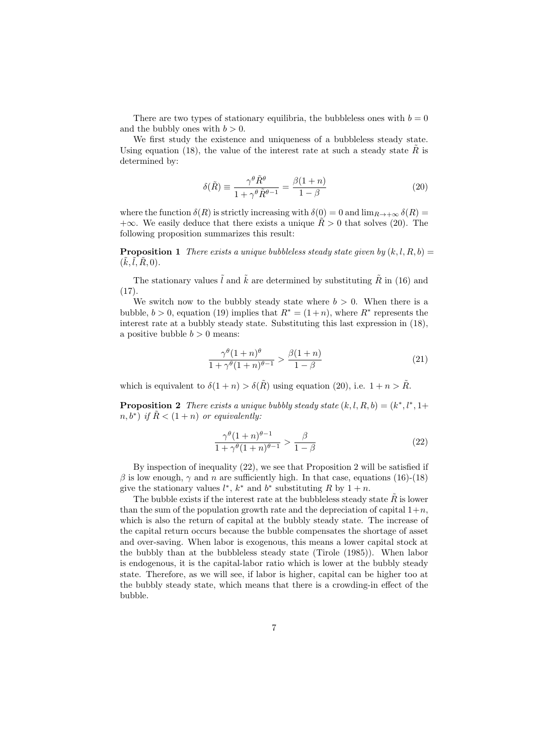There are two types of stationary equilibria, the bubbleless ones with $b = 0$ and the bubbly ones with $b > 0$.

We first study the existence and uniqueness of a bubbleless steady state. Using equation (18), the value of the interest rate at such a steady state $\tilde{R}$ is determined by:

$$\delta(\tilde{R}) \equiv \frac{\gamma^\theta \tilde{R}^\theta}{1 + \gamma^\theta \tilde{R}^{\theta - 1}} = \frac{\beta(1+n)}{1-\beta} \tag{20}$$

where the function $\delta(R)$ is strictly increasing with $\delta(0) = 0$ and $\lim_{R \to +\infty} \delta(R) = +\infty$. We easily deduce that there exists a unique $\tilde{R} > 0$ that solves (20). The following proposition summarizes this result:

**Proposition 1** *There exists a unique bubbleless steady state given by* $(k, l, R, b) = (\tilde{k}, \tilde{l}, \tilde{R}, 0)$.

The stationary values $\tilde{l}$ and $\tilde{k}$ are determined by substituting $\tilde{R}$ in (16) and (17).

We switch now to the bubbly steady state where $b > 0$. When there is a bubble, $b > 0$, equation (19) implies that $R^* = (1+n)$, where $R^*$ represents the interest rate at a bubbly steady state. Substituting this last expression in (18), a positive bubble $b > 0$ means:

$$\frac{\gamma^\theta (1+n)^\theta}{1 + \gamma^\theta (1+n)^{\theta - 1}} > \frac{\beta(1+n)}{1-\beta} \tag{21}$$

which is equivalent to $\delta(1+n) > \delta(\tilde{R})$ using equation (20), i.e. $1 + n > \tilde{R}$.

**Proposition 2** *There exists a unique bubbly steady state* $(k, l, R, b) = (k^*, l^*, 1 + n, b^*)$ *if* $\tilde{R} < (1+n)$ *or equivalently:*

$$\frac{\gamma^\theta (1+n)^{\theta - 1}}{1 + \gamma^\theta (1+n)^{\theta - 1}} > \frac{\beta}{1-\beta} \tag{22}$$

By inspection of inequality (22), we see that Proposition 2 will be satisfied if $\beta$ is low enough, $\gamma$ and $n$ are sufficiently high. In that case, equations (16)-(18) give the stationary values $l^*$, $k^*$ and $b^*$ substituting $R$ by $1 + n$.

The bubble exists if the interest rate at the bubbleless steady state $\tilde{R}$ is lower than the sum of the population growth rate and the depreciation of capital $1+n$, which is also the return of capital at the bubbly steady state. The increase of the capital return occurs because the bubble compensates the shortage of asset and over-saving. When labor is exogenous, this means a lower capital stock at the bubbly than at the bubbleless steady state (Tirole (1985)). When labor is endogenous, it is the capital-labor ratio which is lower at the bubbly steady state. Therefore, as we will see, if labor is higher, capital can be higher too at the bubbly steady state, which means that there is a crowding-in effect of the bubble.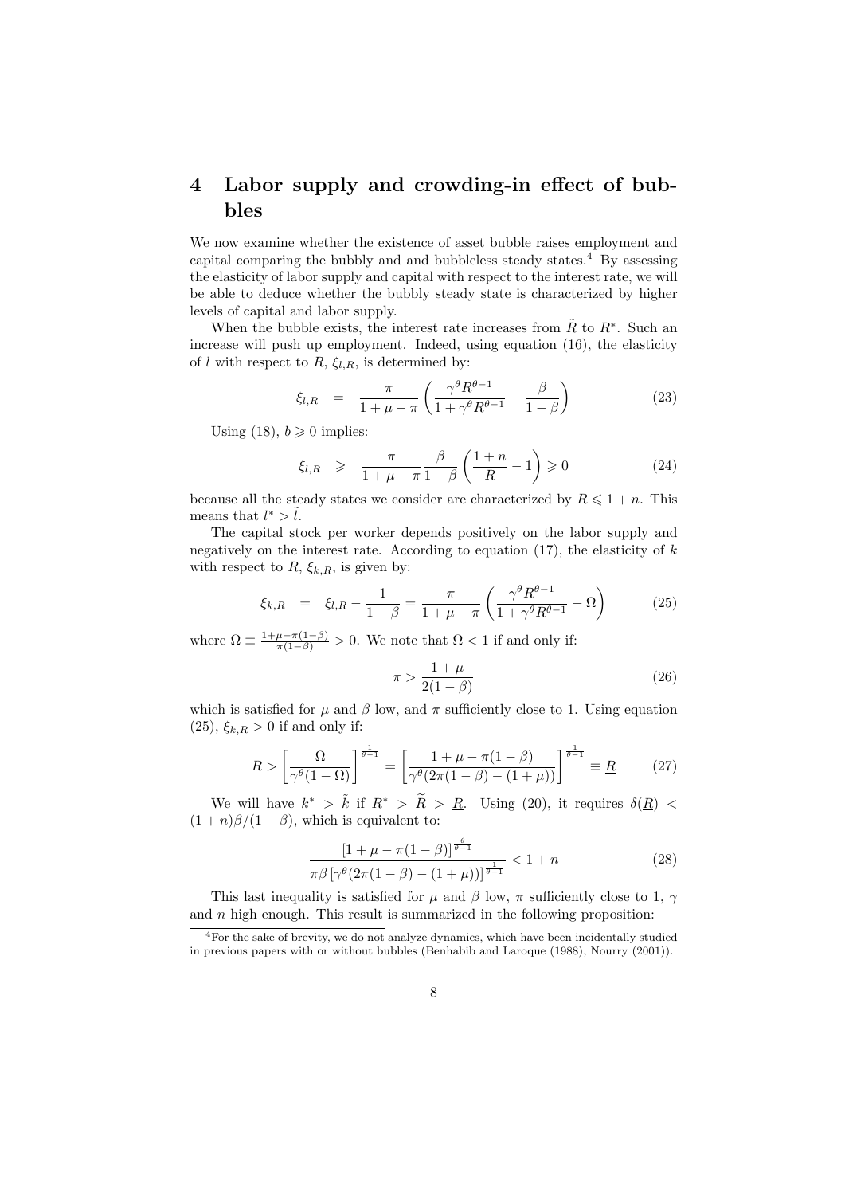## 4 Labor supply and crowding-in effect of bubbles

We now examine whether the existence of asset bubble raises employment and capital comparing the bubbly and and bubbleless steady states.[4] By assessing the elasticity of labor supply and capital with respect to the interest rate, we will be able to deduce whether the bubbly steady state is characterized by higher levels of capital and labor supply.

When the bubble exists, the interest rate increases from $\tilde{R}$ to $R^*$. Such an increase will push up employment. Indeed, using equation (16), the elasticity of $l$ with respect to $R$, $\xi_{l,R}$, is determined by:

$$\xi_{l,R} \quad = \quad \frac{\pi}{1+\mu-\pi}\left(\frac{\gamma^\theta R^{\theta-1}}{1+\gamma^\theta R^{\theta-1}} - \frac{\beta}{1-\beta}\right) \tag{23}$$

Using (18), $b \geqslant 0$ implies:

$$\xi_{l,R} \quad \geqslant \quad \frac{\pi}{1+\mu-\pi}\frac{\beta}{1-\beta}\left(\frac{1+n}{R}-1\right) \geqslant 0 \tag{24}$$

because all the steady states we consider are characterized by $R \leqslant 1+n$. This means that $l^* > \tilde{l}$.

The capital stock per worker depends positively on the labor supply and negatively on the interest rate. According to equation (17), the elasticity of $k$ with respect to $R$, $\xi_{k,R}$, is given by:

$$\xi_{k,R} \quad = \quad \xi_{l,R} - \frac{1}{1-\beta} = \frac{\pi}{1+\mu-\pi}\left(\frac{\gamma^\theta R^{\theta-1}}{1+\gamma^\theta R^{\theta-1}} - \Omega\right) \tag{25}$$

where $\Omega \equiv \frac{1+\mu-\pi(1-\beta)}{\pi(1-\beta)} > 0$. We note that $\Omega < 1$ if and only if:

$$\pi > \frac{1+\mu}{2(1-\beta)} \tag{26}$$

which is satisfied for $\mu$ and $\beta$ low, and $\pi$ sufficiently close to 1. Using equation (25), $\xi_{k,R} > 0$ if and only if:

$$R > \left[\frac{\Omega}{\gamma^\theta(1-\Omega)}\right]^{\frac{1}{\theta-1}} = \left[\frac{1+\mu-\pi(1-\beta)}{\gamma^\theta(2\pi(1-\beta)-(1+\mu))}\right]^{\frac{1}{\theta-1}} \equiv \underline{R} \tag{27}$$

We will have $k^* > \tilde{k}$ if $R^* > \widetilde{R} > \underline{R}$. Using (20), it requires $\delta(\underline{R}) < (1+n)\beta/(1-\beta)$, which is equivalent to:

$$\frac{\left[1+\mu-\pi(1-\beta)\right]^{\frac{\theta}{\theta-1}}}{\pi\beta\left[\gamma^\theta(2\pi(1-\beta)-(1+\mu))\right]^{\frac{1}{\theta-1}}} < 1+n \tag{28}$$

This last inequality is satisfied for $\mu$ and $\beta$ low, $\pi$ sufficiently close to 1, $\gamma$ and $n$ high enough. This result is summarized in the following proposition:

[4] For the sake of brevity, we do not analyze dynamics, which have been incidentally studied in previous papers with or without bubbles (Benhabib and Laroque (1988), Nourry (2001)).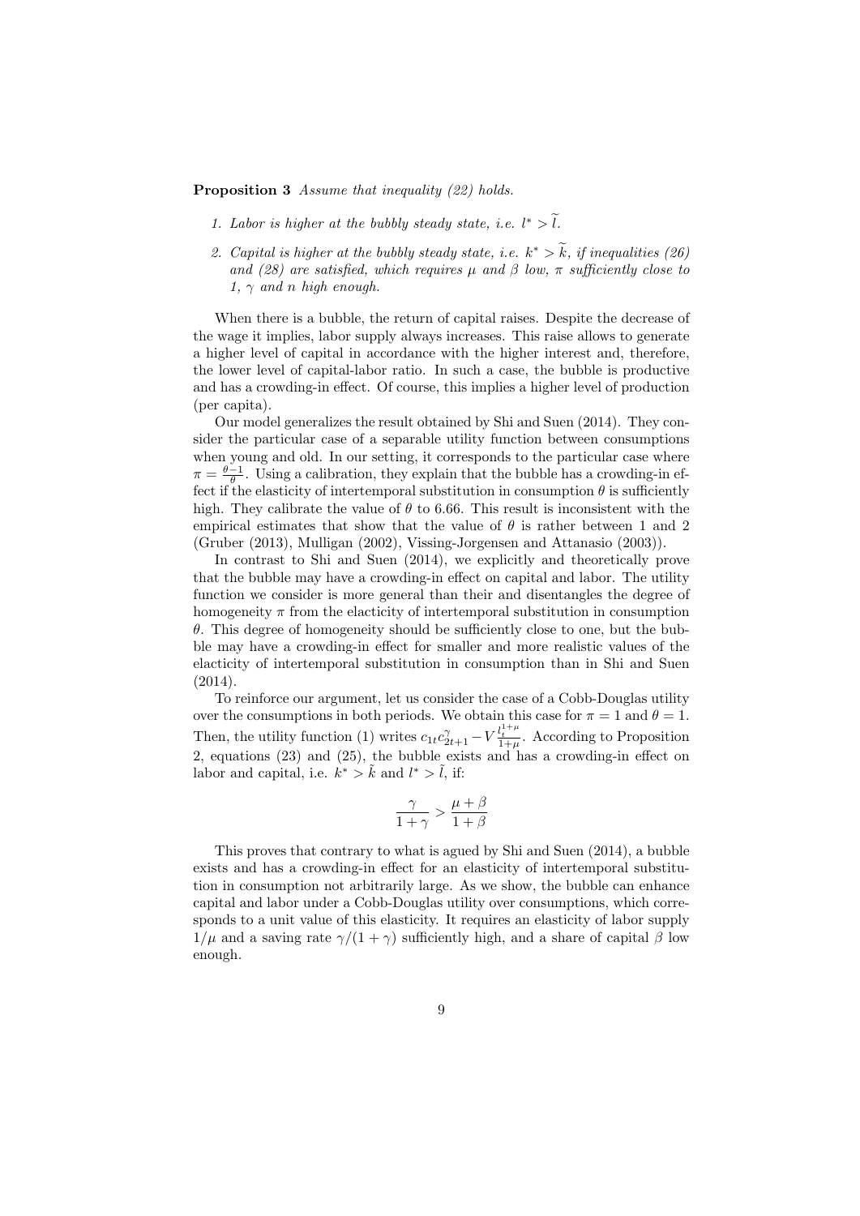**Proposition 3** *Assume that inequality (22) holds.*

1. *Labor is higher at the bubbly steady state, i.e.* $l^* > \widetilde{l}$.
2. *Capital is higher at the bubbly steady state, i.e.* $k^* > \widetilde{k}$, *if inequalities (26) and (28) are satisfied, which requires* $\mu$ *and* $\beta$ *low,* $\pi$ *sufficiently close to 1,* $\gamma$ *and* $n$ *high enough.*

When there is a bubble, the return of capital raises. Despite the decrease of the wage it implies, labor supply always increases. This raise allows to generate a higher level of capital in accordance with the higher interest and, therefore, the lower level of capital-labor ratio. In such a case, the bubble is productive and has a crowding-in effect. Of course, this implies a higher level of production (per capita).

Our model generalizes the result obtained by Shi and Suen (2014). They consider the particular case of a separable utility function between consumptions when young and old. In our setting, it corresponds to the particular case where $\pi = \frac{\theta - 1}{\theta}$. Using a calibration, they explain that the bubble has a crowding-in effect if the elasticity of intertemporal substitution in consumption $\theta$ is sufficiently high. They calibrate the value of $\theta$ to 6.66. This result is inconsistent with the empirical estimates that show that the value of $\theta$ is rather between 1 and 2 (Gruber (2013), Mulligan (2002), Vissing-Jorgensen and Attanasio (2003)).

In contrast to Shi and Suen (2014), we explicitly and theoretically prove that the bubble may have a crowding-in effect on capital and labor. The utility function we consider is more general than their and disentangles the degree of homogeneity $\pi$ from the elacticity of intertemporal substitution in consumption $\theta$. This degree of homogeneity should be sufficiently close to one, but the bubble may have a crowding-in effect for smaller and more realistic values of the elasticity of intertemporal substitution in consumption than in Shi and Suen (2014).

To reinforce our argument, let us consider the case of a Cobb-Douglas utility over the consumptions in both periods. We obtain this case for $\pi = 1$ and $\theta = 1$. Then, the utility function (1) writes $c_{1t} c_{2t+1}^{\gamma} - V \frac{l_t^{1+\mu}}{1+\mu}$. According to Proposition 2, equations (23) and (25), the bubble exists and has a crowding-in effect on labor and capital, i.e. $k^* > \tilde{k}$ and $l^* > \tilde{l}$, if:

$$\frac{\gamma}{1+\gamma} > \frac{\mu + \beta}{1+\beta}$$

This proves that contrary to what is agued by Shi and Suen (2014), a bubble exists and has a crowding-in effect for an elasticity of intertemporal substitution in consumption not arbitrarily large. As we show, the bubble can enhance capital and labor under a Cobb-Douglas utility over consumptions, which corresponds to a unit value of this elasticity. It requires an elasticity of labor supply $1/\mu$ and a saving rate $\gamma/(1+\gamma)$ sufficiently high, and a share of capital $\beta$ low enough.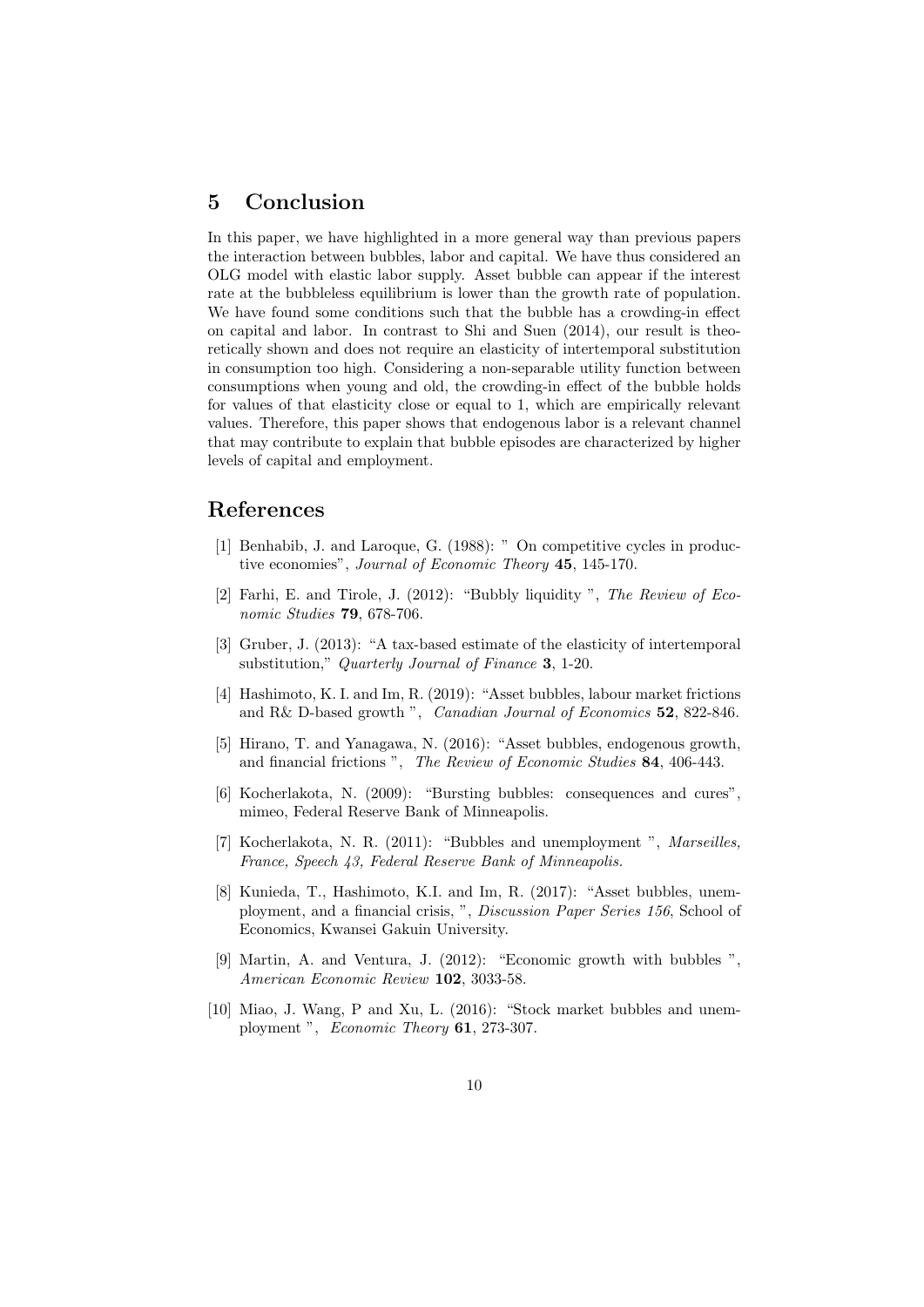## 5 Conclusion

In this paper, we have highlighted in a more general way than previous papers the interaction between bubbles, labor and capital. We have thus considered an OLG model with elastic labor supply. Asset bubble can appear if the interest rate at the bubbleless equilibrium is lower than the growth rate of population. We have found some conditions such that the bubble has a crowding-in effect on capital and labor. In contrast to Shi and Suen (2014), our result is theoretically shown and does not require an elasticity of intertemporal substitution in consumption too high. Considering a non-separable utility function between consumptions when young and old, the crowding-in effect of the bubble holds for values of that elasticity close or equal to 1, which are empirically relevant values. Therefore, this paper shows that endogenous labor is a relevant channel that may contribute to explain that bubble episodes are characterized by higher levels of capital and employment.

## References

[1] Benhabib, J. and Laroque, G. (1988): " On competitive cycles in productive economies", *Journal of Economic Theory* **45**, 145-170.

[2] Farhi, E. and Tirole, J. (2012): "Bubbly liquidity ", *The Review of Economic Studies* **79**, 678-706.

[3] Gruber, J. (2013): "A tax-based estimate of the elasticity of intertemporal substitution," *Quarterly Journal of Finance* **3**, 1-20.

[4] Hashimoto, K. I. and Im, R. (2019): "Asset bubbles, labour market frictions and R& D-based growth ", *Canadian Journal of Economics* **52**, 822-846.

[5] Hirano, T. and Yanagawa, N. (2016): "Asset bubbles, endogenous growth, and financial frictions ", *The Review of Economic Studies* **84**, 406-443.

[6] Kocherlakota, N. (2009): "Bursting bubbles: consequences and cures", mimeo, Federal Reserve Bank of Minneapolis.

[7] Kocherlakota, N. R. (2011): "Bubbles and unemployment ", *Marseilles, France, Speech 43, Federal Reserve Bank of Minneapolis.*

[8] Kunieda, T., Hashimoto, K.I. and Im, R. (2017): "Asset bubbles, unemployment, and a financial crisis, ", *Discussion Paper Series 156*, School of Economics, Kwansei Gakuin University.

[9] Martin, A. and Ventura, J. (2012): "Economic growth with bubbles ", *American Economic Review* **102**, 3033-58.

[10] Miao, J. Wang, P and Xu, L. (2016): "Stock market bubbles and unemployment ", *Economic Theory* **61**, 273-307.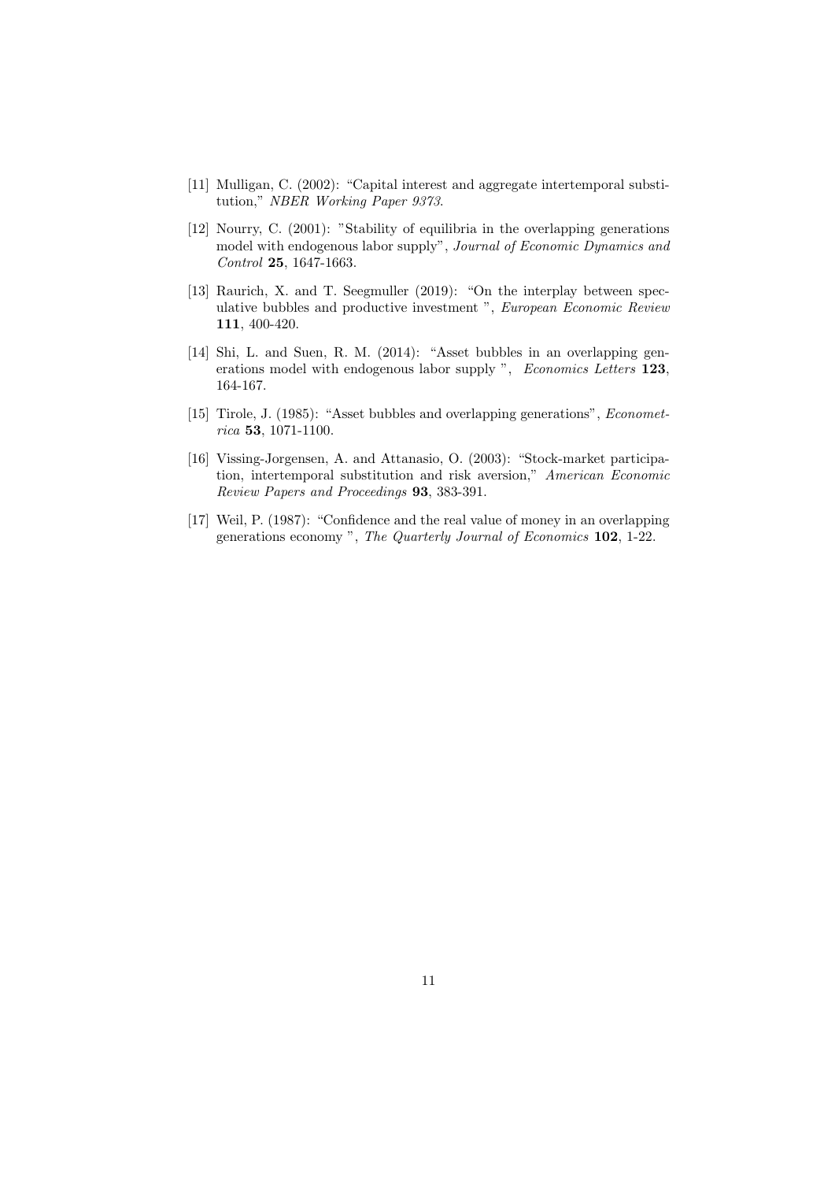[11] Mulligan, C. (2002): "Capital interest and aggregate intertemporal substitution," *NBER Working Paper 9373*.

[12] Nourry, C. (2001): "Stability of equilibria in the overlapping generations model with endogenous labor supply", *Journal of Economic Dynamics and Control* **25**, 1647-1663.

[13] Raurich, X. and T. Seegmuller (2019): "On the interplay between speculative bubbles and productive investment ", *European Economic Review* **111**, 400-420.

[14] Shi, L. and Suen, R. M. (2014): "Asset bubbles in an overlapping generations model with endogenous labor supply ", *Economics Letters* **123**, 164-167.

[15] Tirole, J. (1985): "Asset bubbles and overlapping generations", *Econometrica* **53**, 1071-1100.

[16] Vissing-Jorgensen, A. and Attanasio, O. (2003): "Stock-market participation, intertemporal substitution and risk aversion," *American Economic Review Papers and Proceedings* **93**, 383-391.

[17] Weil, P. (1987): "Confidence and the real value of money in an overlapping generations economy ", *The Quarterly Journal of Economics* **102**, 1-22.